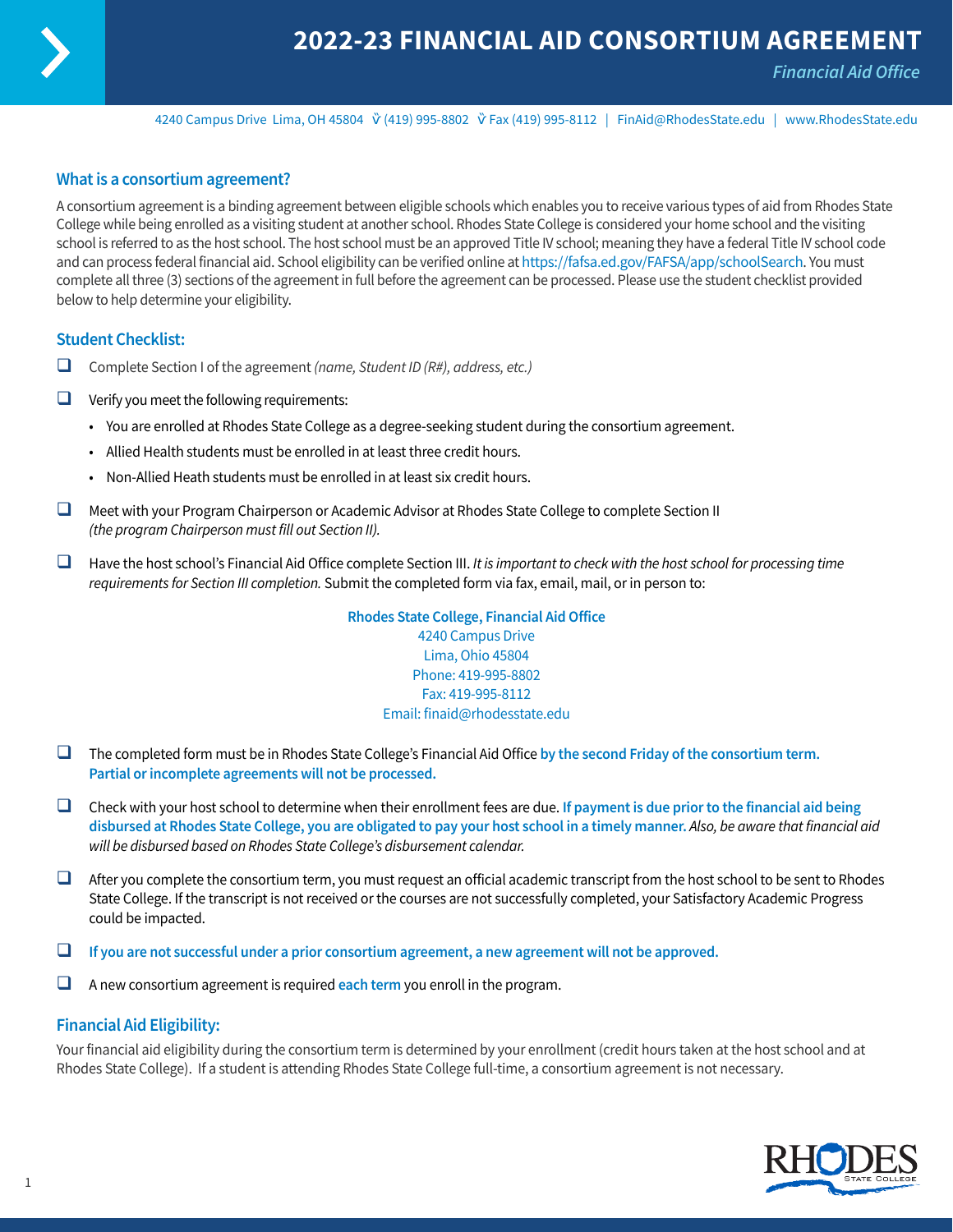# 2022-23 FINANCIAL AID CONSORTIUM AGREEMENT

*Financial Aid Office*

4240 Campus Drive Lima, OH 45804 | (419) 995-8802 | Fax (419) 995-8112 | FinAid@RhodesState.edu | www.RhodesState.edu

## What is a consortium agreement?

A consortium agreement is a binding agreement between eligible schools which enables you to receive various types of aid from Rhodes State College while being enrolled as a visiting student at another school. Rhodes State College is considered your home school and the visiting school is referred to as the host school. The host school must be an approved Title IV school; meaning they have a federal Title IV school code and can process federal financial aid. School eligibility can be verified online at https://fafsa.ed.gov/FAFSA/app/schoolSearch. You must complete all three (3) sections of the agreement in full before the agreement can be processed. Please use the student checklist provided below to help determine your eligibility.

## Student Checklist:

- ☐ Complete Section I of the agreement *(name, Student ID (R#), address, etc.)*
- ☐ Verify you meet the following requirements:
  - You are enrolled at Rhodes State College as a degree-seeking student during the consortium agreement.
  - Allied Health students must be enrolled in at least three credit hours.
  - Non-Allied Heath students must be enrolled in at least six credit hours.
- ☐ Meet with your Program Chairperson or Academic Advisor at Rhodes State College to complete Section II *(the program Chairperson must fill out Section II).*
- ☐ Have the host school's Financial Aid Office complete Section III. *It is important to check with the host school for processing time requirements for Section III completion.* Submit the completed form via fax, email, mail, or in person to:

  **Rhodes State College, Financial Aid Office**
  4240 Campus Drive
  Lima, Ohio 45804
  Phone: 419-995-8802
  Fax: 419-995-8112
  Email: finaid@rhodesstate.edu

- ☐ The completed form must be in Rhodes State College's Financial Aid Office **by the second Friday of the consortium term. Partial or incomplete agreements will not be processed.**
- ☐ Check with your host school to determine when their enrollment fees are due. **If payment is due prior to the financial aid being disbursed at Rhodes State College, you are obligated to pay your host school in a timely manner.** *Also, be aware that financial aid will be disbursed based on Rhodes State College's disbursement calendar.*
- ☐ After you complete the consortium term, you must request an official academic transcript from the host school to be sent to Rhodes State College. If the transcript is not received or the courses are not successfully completed, your Satisfactory Academic Progress could be impacted.
- ☐ **If you are not successful under a prior consortium agreement, a new agreement will not be approved.**
- ☐ A new consortium agreement is required **each term** you enroll in the program.

## Financial Aid Eligibility:

Your financial aid eligibility during the consortium term is determined by your enrollment (credit hours taken at the host school and at Rhodes State College). If a student is attending Rhodes State College full-time, a consortium agreement is not necessary.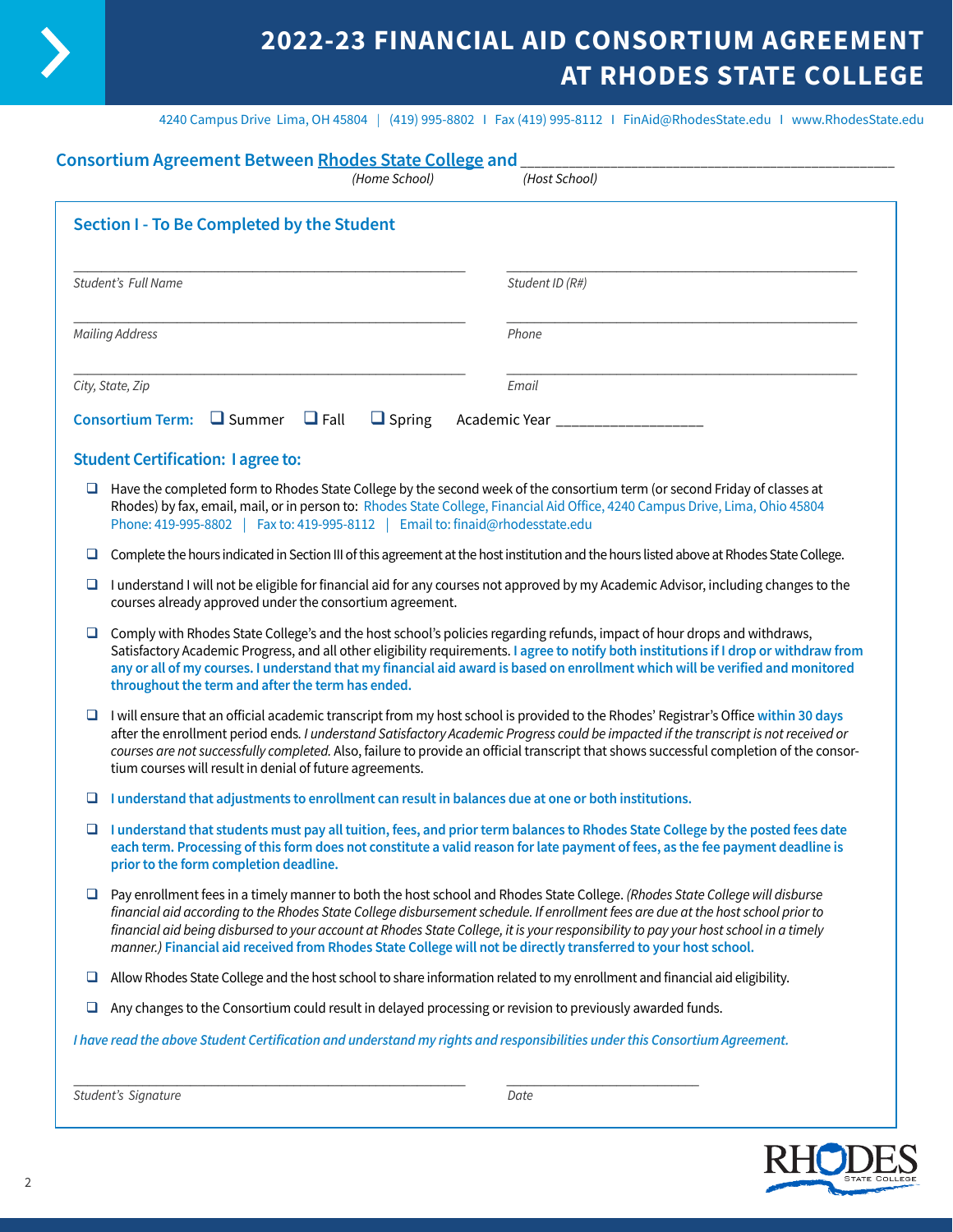# 2022-23 FINANCIAL AID CONSORTIUM AGREEMENT AT RHODES STATE COLLEGE

4240 Campus Drive Lima, OH 45804 | (419) 995-8802 I Fax (419) 995-8112 I FinAid@RhodesState.edu I www.RhodesState.edu

**Consortium Agreement Between Rhodes State College and** ___________________________________________

*(Home School)* *(Host School)*

## Section I - To Be Completed by the Student

_______________________________________ _______________________________________

*Student's Full Name* *Student ID (R#)*

_______________________________________ _______________________________________

*Mailing Address* *Phone*

_______________________________________ _______________________________________

*City, State, Zip* *Email*

**Consortium Term:** ❑ Summer ❑ Fall ❑ Spring Academic Year _________________

### Student Certification: I agree to:

- ❑ Have the completed form to Rhodes State College by the second week of the consortium term (or second Friday of classes at Rhodes) by fax, email, mail, or in person to: Rhodes State College, Financial Aid Office, 4240 Campus Drive, Lima, Ohio 45804 Phone: 419-995-8802 | Fax to: 419-995-8112 | Email to: finaid@rhodesstate.edu
- ❑ Complete the hours indicated in Section III of this agreement at the host institution and the hours listed above at Rhodes State College.
- ❑ I understand I will not be eligible for financial aid for any courses not approved by my Academic Advisor, including changes to the courses already approved under the consortium agreement.
- ❑ Comply with Rhodes State College's and the host school's policies regarding refunds, impact of hour drops and withdrawals, Satisfactory Academic Progress, and all other eligibility requirements. **I agree to notify both institutions if I drop or withdraw from any or all of my courses. I understand that my financial aid award is based on enrollment which will be verified and monitored throughout the term and after the term has ended.**
- ❑ I will ensure that an official academic transcript from my host school is provided to the Rhodes' Registrar's Office **within 30 days** after the enrollment period ends. *I understand Satisfactory Academic Progress could be impacted if the transcript is not received or courses are not successfully completed.* Also, failure to provide an official transcript that shows successful completion of the consortium courses will result in denial of future agreements.
- ❑ **I understand that adjustments to enrollment can result in balances due at one or both institutions.**
- ❑ **I understand that students must pay all tuition, fees, and prior term balances to Rhodes State College by the posted fees date each term. Processing of this form does not constitute a valid reason for late payment of fees, as the fee payment deadline is prior to the form completion deadline.**
- ❑ Pay enrollment fees in a timely manner to both the host school and Rhodes State College. *(Rhodes State College will disburse financial aid according to the Rhodes State College disbursement schedule. If enrollment fees are due at the host school prior to financial aid being disbursed to your account at Rhodes State College, it is your responsibility to pay your host school in a timely manner.)* **Financial aid received from Rhodes State College will not be directly transferred to your host school.**
- ❑ Allow Rhodes State College and the host school to share information related to my enrollment and financial aid eligibility.
- ❑ Any changes to the Consortium could result in delayed processing or revision to previously awarded funds.

*I have read the above Student Certification and understand my rights and responsibilities under this Consortium Agreement.*

_______________________________________ ___________________

*Student's Signature* *Date*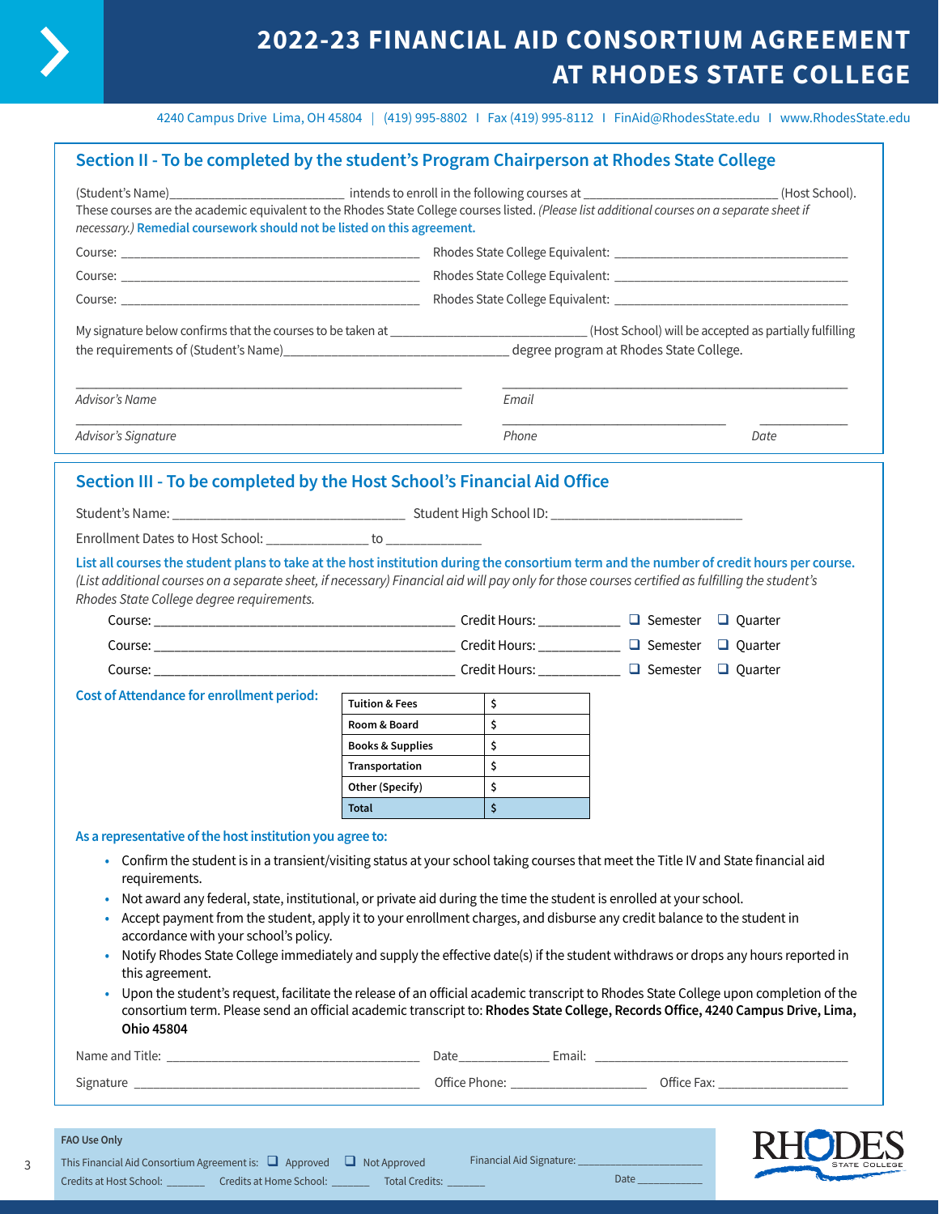# 2022-23 FINANCIAL AID CONSORTIUM AGREEMENT AT RHODES STATE COLLEGE

4240 Campus Drive Lima, OH 45804 | (419) 995-8802 I Fax (419) 995-8112 I FinAid@RhodesState.edu I www.RhodesState.edu

## Section II - To be completed by the student's Program Chairperson at Rhodes State College

(Student's Name)_________________________ intends to enroll in the following courses at ____________________________ (Host School). These courses are the academic equivalent to the Rhodes State College courses listed. *(Please list additional courses on a separate sheet if necessary.)* **Remedial coursework should not be listed on this agreement.**

Course: ____________________________________________ Rhodes State College Equivalent: __________________________________

Course: ____________________________________________ Rhodes State College Equivalent: __________________________________

Course: ____________________________________________ Rhodes State College Equivalent: __________________________________

My signature below confirms that the courses to be taken at ____________________________ (Host School) will be accepted as partially fulfilling the requirements of (Student's Name)________________________________ degree program at Rhodes State College.

________________________________________________________ ________________________________________________

*Advisor's Name* *Email*

________________________________________________________ ________________________________ _____________

*Advisor's Signature* *Phone* *Date*

## Section III - To be completed by the Host School's Financial Aid Office

Student's Name: _________________________________ Student High School ID: ____________________________

Enrollment Dates to Host School: ______________ to ______________

**List all courses the student plans to take at the host institution during the consortium term and the number of credit hours per course.** *(List additional courses on a separate sheet, if necessary) Financial aid will pay only for those courses certified as fulfilling the student's Rhodes State College degree requirements.*

Course: ____________________________________________ Credit Hours: ___________ ❑ Semester ❑ Quarter

Course: ____________________________________________ Credit Hours: ___________ ❑ Semester ❑ Quarter

Course: ____________________________________________ Credit Hours: ___________ ❑ Semester ❑ Quarter

**Cost of Attendance for enrollment period:**

| | |
|---|---|
| Tuition & Fees | $ |
| Room & Board | $ |
| Books & Supplies | $ |
| Transportation | $ |
| Other (Specify) | $ |
| Total | $ |

**As a representative of the host institution you agree to:**

- Confirm the student is in a transient/visiting status at your school taking courses that meet the Title IV and State financial aid requirements.
- Not award any federal, state, institutional, or private aid during the time the student is enrolled at your school.
- Accept payment from the student, apply it to your enrollment charges, and disburse any credit balance to the student in accordance with your school's policy.
- Notify Rhodes State College immediately and supply the effective date(s) if the student withdraws or drops any hours reported in this agreement.
- Upon the student's request, facilitate the release of an official academic transcript to Rhodes State College upon completion of the consortium term. Please send an official academic transcript to: **Rhodes State College, Records Office, 4240 Campus Drive, Lima, Ohio 45804**

Name and Title: ____________________________________ Date_____________ Email: ____________________________________

Signature ___________________________________________ Office Phone: ____________________ Office Fax: ___________________

**FAO Use Only**

This Financial Aid Consortium Agreement is: ❑ Approved ❑ Not Approved

Financial Aid Signature: ___________________

Credits at Host School: _______ Credits at Home School: _______ Total Credits: _______

Date ___________

RHODES STATE COLLEGE